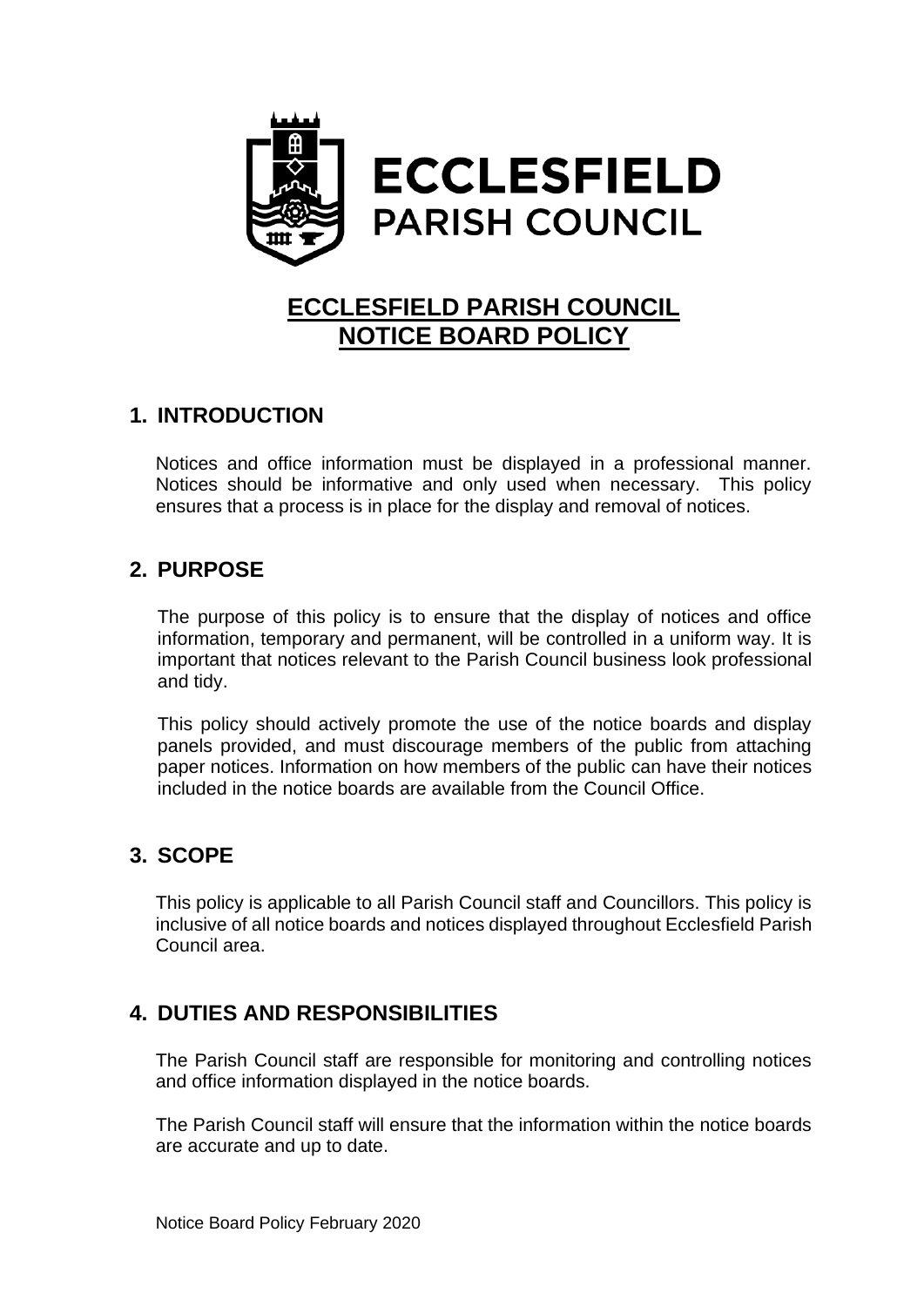ECCLESFIELD PARISH COUNCIL

# ECCLESFIELD PARISH COUNCIL NOTICE BOARD POLICY

## 1. INTRODUCTION

Notices and office information must be displayed in a professional manner. Notices should be informative and only used when necessary. This policy ensures that a process is in place for the display and removal of notices.

## 2. PURPOSE

The purpose of this policy is to ensure that the display of notices and office information, temporary and permanent, will be controlled in a uniform way. It is important that notices relevant to the Parish Council business look professional and tidy.

This policy should actively promote the use of the notice boards and display panels provided, and must discourage members of the public from attaching paper notices. Information on how members of the public can have their notices included in the notice boards are available from the Council Office.

## 3. SCOPE

This policy is applicable to all Parish Council staff and Councillors. This policy is inclusive of all notice boards and notices displayed throughout Ecclesfield Parish Council area.

## 4. DUTIES AND RESPONSIBILITIES

The Parish Council staff are responsible for monitoring and controlling notices and office information displayed in the notice boards.

The Parish Council staff will ensure that the information within the notice boards are accurate and up to date.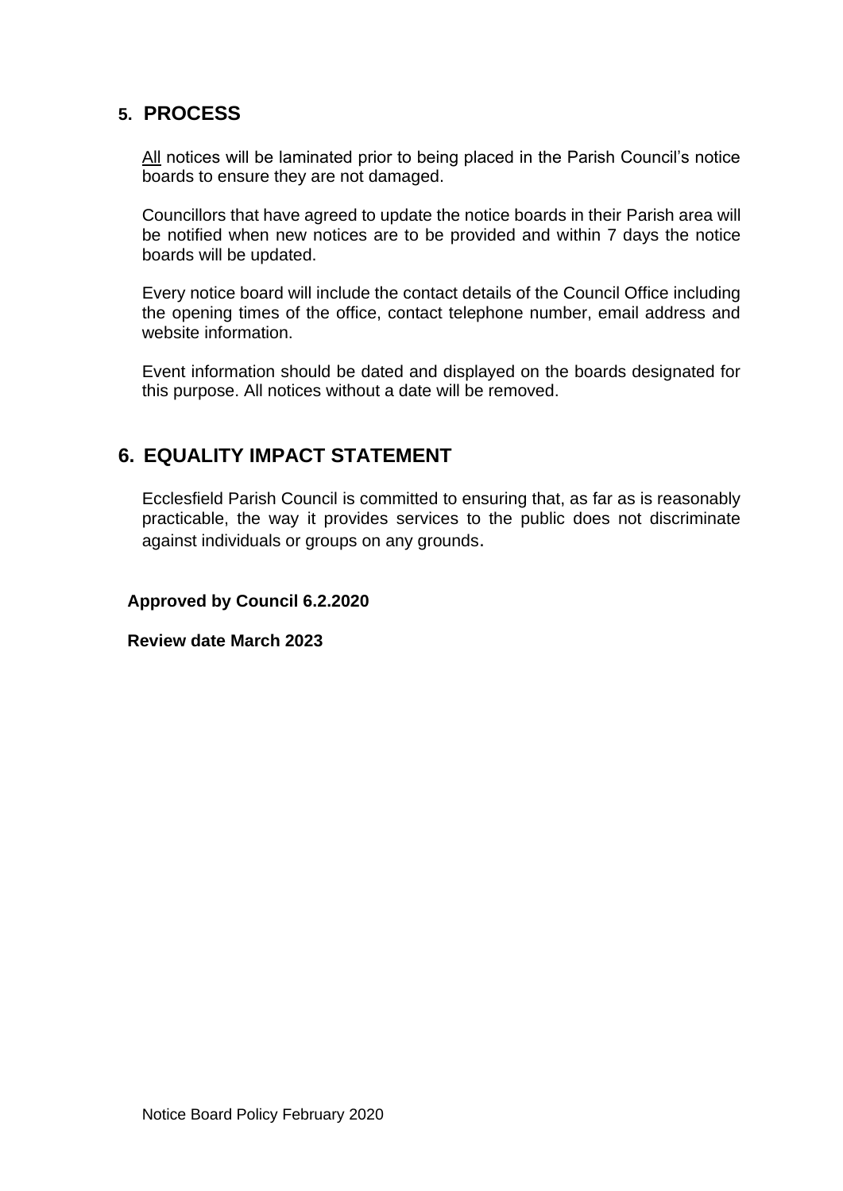## 5. PROCESS

<u>All</u> notices will be laminated prior to being placed in the Parish Council's notice boards to ensure they are not damaged.

Councillors that have agreed to update the notice boards in their Parish area will be notified when new notices are to be provided and within 7 days the notice boards will be updated.

Every notice board will include the contact details of the Council Office including the opening times of the office, contact telephone number, email address and website information.

Event information should be dated and displayed on the boards designated for this purpose. All notices without a date will be removed.

## 6. EQUALITY IMPACT STATEMENT

Ecclesfield Parish Council is committed to ensuring that, as far as is reasonably practicable, the way it provides services to the public does not discriminate against individuals or groups on any grounds.

**Approved by Council 6.2.2020**

**Review date March 2023**